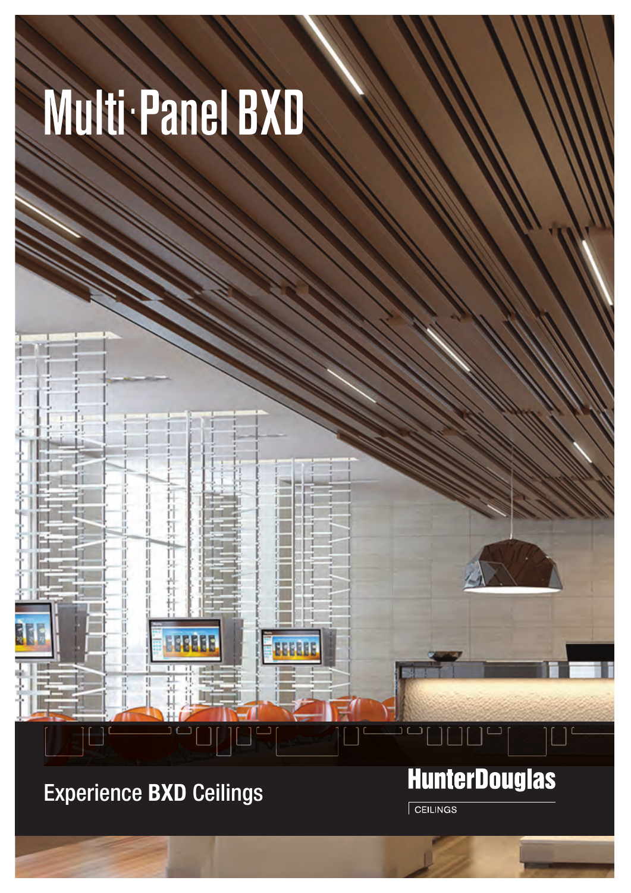# Multi·Panel BXD

Experience **BXD** Ceilings

**HunterDouglas**

CEILINGS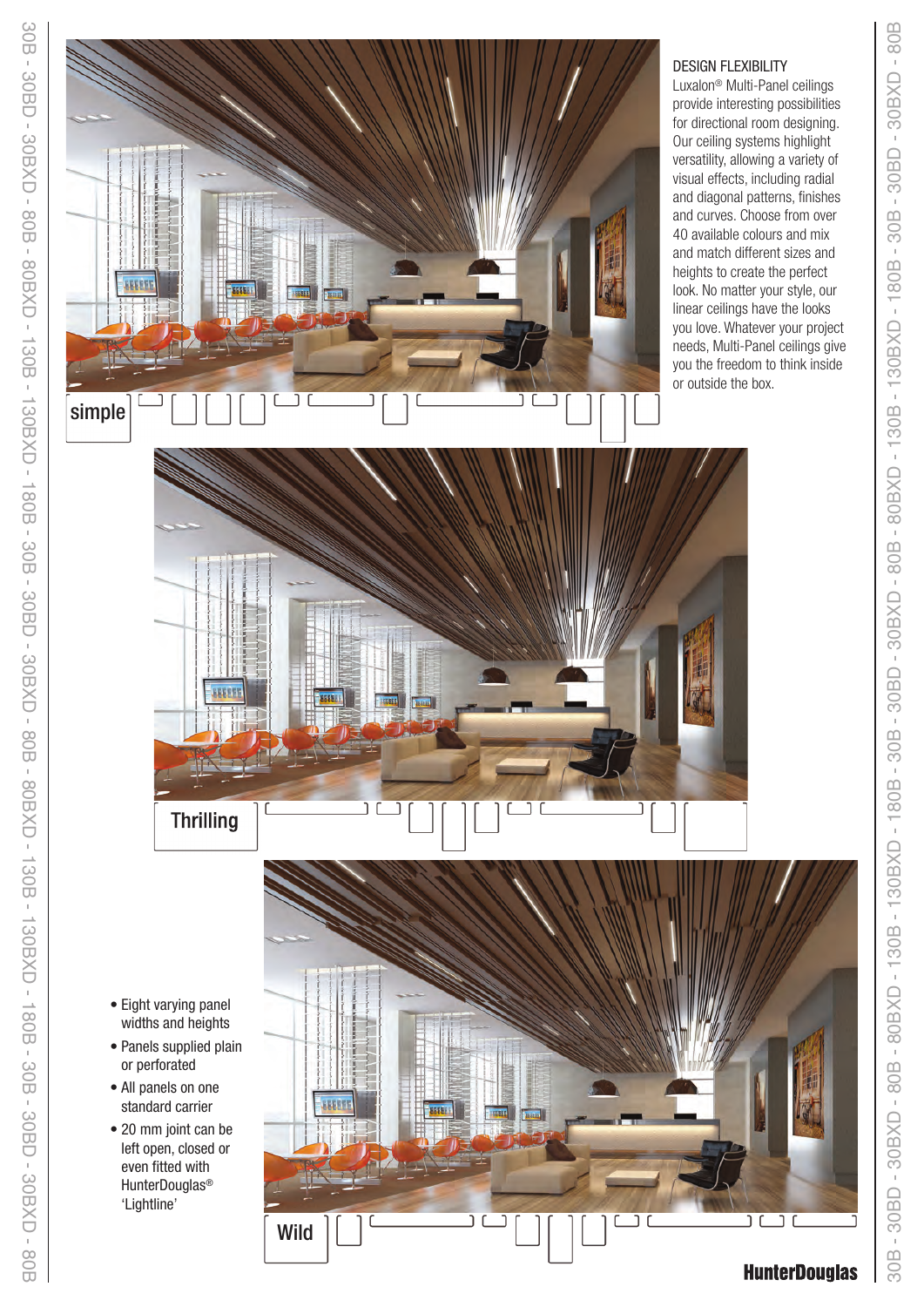## DESIGN FLEXIBILITY

Luxalon® Multi-Panel ceilings provide interesting possibilities for directional room designing. Our ceiling systems highlight versatility, allowing a variety of visual effects, including radial and diagonal patterns, finishes and curves. Choose from over 40 available colours and mix and match different sizes and heights to create the perfect look. No matter your style, our linear ceilings have the looks you love. Whatever your project needs, Multi-Panel ceilings give you the freedom to think inside or outside the box.

simple

Thrilling

- Eight varying panel widths and heights
- Panels supplied plain or perforated
- All panels on one standard carrier
- 20 mm joint can be left open, closed or even fitted with HunterDouglas® 'Lightline'

Wild

30B - 30BD - 30BXD - 80B - 80BXD - 130B - 130BXD - 180B - 30B - 30BD - 30BXD - 80B - 80BXD - 130B - 130BXD - 180B - 30B - 30BD - 30BXD - 80B

HunterDouglas